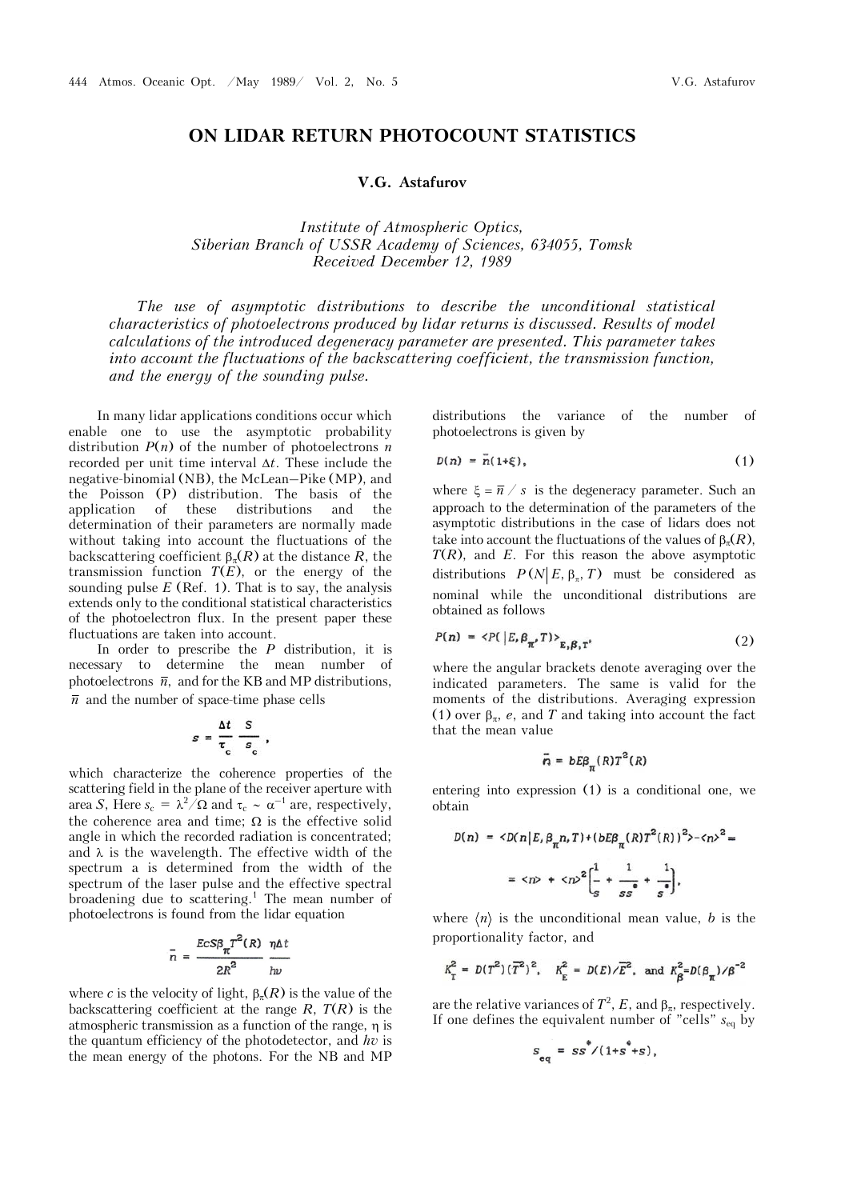# ON LIDAR RETURN PHOTOCOUNT STATISTICS

**V.G. Astafurov**

*Institute of Atmospheric Optics,*
*Siberian Branch of USSR Academy of Sciences, 634055, Tomsk*
*Received December 12, 1989*

*The use of asymptotic distributions to describe the unconditional statistical characteristics of photoelectrons produced by lidar returns is discussed. Results of model calculations of the introduced degeneracy parameter are presented. This parameter takes into account the fluctuations of the backscattering coefficient, the transmission function, and the energy of the sounding pulse.*

In many lidar applications conditions occur which enable one to use the asymptotic probability distribution $P(n)$ of the number of photoelectrons $n$ recorded per unit time interval $\Delta t$. These include the negative-binomial (NB), the McLean–Pike (MP), and the Poisson (P) distribution. The basis of the application of these distributions and the determination of their parameters are normally made without taking into account the fluctuations of the backscattering coefficient $\beta_\pi(R)$ at the distance $R$, the transmission function $T(E)$, or the energy of the sounding pulse $E$ (Ref. 1). That is to say, the analysis extends only to the conditional statistical characteristics of the photoelectron flux. In the present paper these fluctuations are taken into account.

In order to prescribe the $P$ distribution, it is necessary to determine the mean number of photoelectrons $\bar{n}$, and for the KB and MP distributions, $\bar{n}$ and the number of space-time phase cells

$$s = \frac{\Delta t}{\tau_c}\,\frac{S}{s_c}\,,$$

which characterize the coherence properties of the scattering field in the plane of the receiver aperture with area $S$, Here $s_c = \lambda^2/\Omega$ and $\tau_c \sim \alpha^{-1}$ are, respectively, the coherence area and time; $\Omega$ is the effective solid angle in which the recorded radiation is concentrated; and $\lambda$ is the wavelength. The effective width of the spectrum a is determined from the width of the spectrum of the laser pulse and the effective spectral broadening due to scattering.[1] The mean number of photoelectrons is found from the lidar equation

$$\bar{n} = \frac{EcS\beta_\pi T^2(R)}{2R^2}\,\frac{\eta\Delta t}{h\nu}$$

where $c$ is the velocity of light, $\beta_\pi(R)$ is the value of the backscattering coefficient at the range $R$, $T(R)$ is the atmospheric transmission as a function of the range, $\eta$ is the quantum efficiency of the photodetector, and $h\nu$ is the mean energy of the photons. For the NB and MP distributions the variance of the number of photoelectrons is given by

$$D(n) = \bar{n}(1+\xi), \tag{1}$$

where $\xi = \bar{n}/s$ is the degeneracy parameter. Such an approach to the determination of the parameters of the asymptotic distributions in the case of lidars does not take into account the fluctuations of the values of $\beta_\pi(R)$, $T(R)$, and $E$. For this reason the above asymptotic distributions $P(N|E, \beta_\pi, T)$ must be considered as nominal while the unconditional distributions are obtained as follows

$$P(n) = \langle P(\,|E, \beta_\pi, T)\rangle_{E,\beta,T}, \tag{2}$$

where the angular brackets denote averaging over the indicated parameters. The same is valid for the moments of the distributions. Averaging expression (1) over $\beta_\pi$, $e$, and $T$ and taking into account the fact that the mean value

$$\bar{n} = bE\beta_\pi(R)T^2(R)$$

entering into expression (1) is a conditional one, we obtain

$$D(n) = \langle D(n|E, \beta_\pi n, T) + (bE\beta_\pi(R)T^2(R))^2\rangle - \langle n\rangle^2 =$$

$$= \langle n\rangle + \langle n\rangle^2\left[\frac{1}{s} + \frac{1}{ss^*} + \frac{1}{s^*}\right],$$

where $\langle n\rangle$ is the unconditional mean value, $b$ is the proportionality factor, and

$$K_T^2 = D(T^2)(\bar{T}^2)^2, \quad K_E^2 = D(E)/\bar{E}^2, \quad \text{and } K_\beta^2 = D(\beta_\pi)/\beta^{-2}$$

are the relative variances of $T^2$, $E$, and $\beta_\pi$, respectively. If one defines the equivalent number of "cells" $s_{eq}$ by

$$s_{eq} = ss^*/(1+s^*+s),$$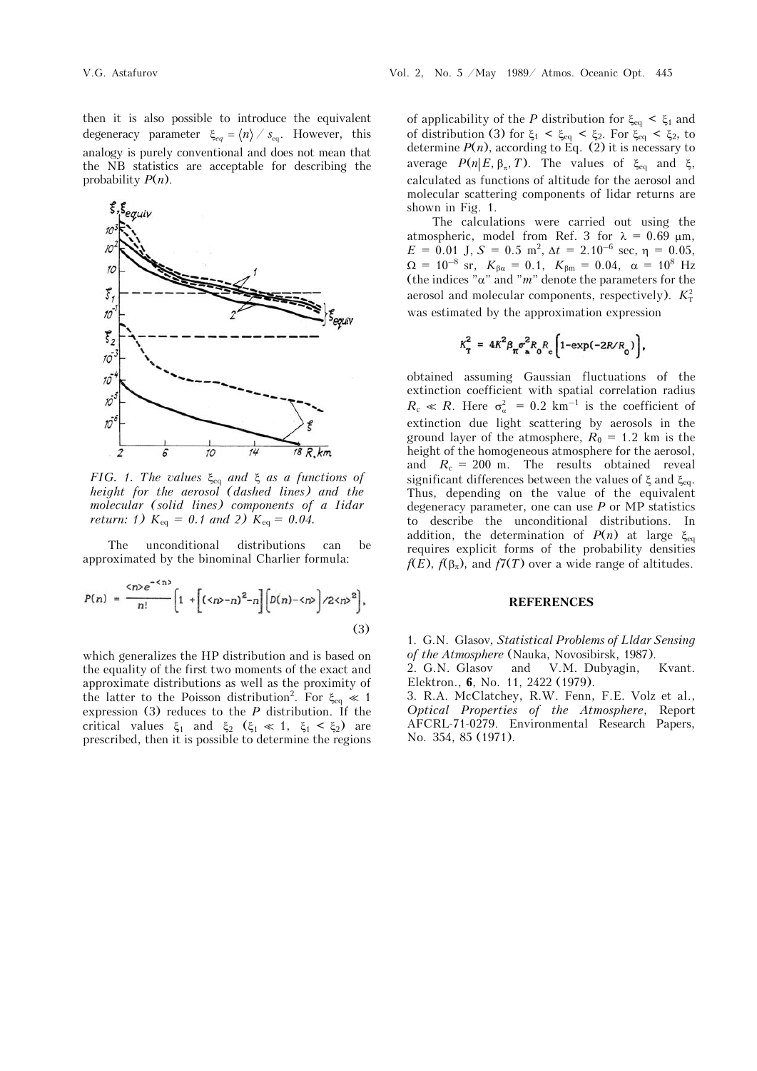then it is also possible to introduce the equivalent degeneracy parameter $\xi_{eq} = \langle n \rangle / s_{eq}$. However, this analogy is purely conventional and does not mean that the NB statistics are acceptable for describing the probability $P(n)$.

$\xi, \xi_{equiv}$

$10^3$

$10^2$

10

$\xi_1$

$10^{-1}$

$\xi_2$

$10^{-3}$

$10^{-4}$

$10^{-5}$

$10^{-6}$

2 6 10 14 18 R, km

1

2

$\xi_{equiv}$

$\xi$

*FIG. 1. The values $\xi_{eq}$ and $\xi$ as a functions of height for the aerosol (dashed lines) and the molecular (solid lines) components of a lidar return: 1) $K_{eq} = 0.1$ and 2) $K_{eq} = 0.04$.*

The unconditional distributions can be approximated by the binominal Charlier formula:

$$P(n) = \frac{\langle n \rangle e^{-\langle n \rangle}}{n!}\left\{1 + \left[(\langle n \rangle - n)^2 - n\right]\left[D(n) - \langle n \rangle\right] / 2\langle n \rangle^2\right\}, \tag{3}$$

which generalizes the HP distribution and is based on the equality of the first two moments of the exact and approximate distributions as well as the proximity of the latter to the Poisson distribution[2]. For $\xi_{eq} \ll 1$ expression (3) reduces to the $P$ distribution. If the critical values $\xi_1$ and $\xi_2$ ($\xi_1 \ll 1$, $\xi_1 < \xi_2$) are prescribed, then it is possible to determine the regions of applicability of the $P$ distribution for $\xi_{eq} < \xi_1$ and of distribution (3) for $\xi_1 < \xi_{eq} < \xi_2$. For $\xi_{eq} < \xi_2$, to determine $P(n)$, according to Eq. (2) it is necessary to average $P(n|E, \beta_\pi, T)$. The values of $\xi_{eq}$ and $\xi$, calculated as functions of altitude for the aerosol and molecular scattering components of lidar returns are shown in Fig. 1.

The calculations were carried out using the atmospheric, model from Ref. 3 for $\lambda = 0.69$ μm, $E = 0.01$ J, $S = 0.5$ m$^2$, $\Delta t = 2.10^{-6}$ sec, $\eta = 0.05$, $\Omega = 10^{-8}$ sr, $K_{\beta\alpha} = 0.1$, $K_{\beta m} = 0.04$, $\alpha = 10^8$ Hz (the indices "$\alpha$" and "$m$" denote the parameters for the aerosol and molecular components, respectively). $K_T^2$ was estimated by the approximation expression

$$K_T^2 = 4K^2\beta_\pi \sigma_a^2 R_0 R_c \left\{1 - \exp(-2R/R_0)\right\},$$

obtained assuming Gaussian fluctuations of the extinction coefficient with spatial correlation radius $R_c \ll R$. Here $\sigma_\alpha^2 = 0.2$ km$^{-1}$ is the coefficient of extinction due light scattering by aerosols in the ground layer of the atmosphere, $R_0 = 1.2$ km is the height of the homogeneous atmosphere for the aerosol, and $R_c = 200$ m. The results obtained reveal significant differences between the values of $\xi$ and $\xi_{eq}$. Thus, depending on the value of the equivalent degeneracy parameter, one can use $P$ or MP statistics to describe the unconditional distributions. In addition, the determination of $P(n)$ at large $\xi_{eq}$ requires explicit forms of the probability densities $f(E)$, $f(\beta_\pi)$, and $f7(T)$ over a wide range of altitudes.

## REFERENCES

1. G.N. Glasov, *Statistical Problems of Lidar Sensing of the Atmosphere* (Nauka, Novosibirsk, 1987).
2. G.N. Glasov and V.M. Dubyagin, Kvant. Elektron., **6**, No. 11, 2422 (1979).
3. R.A. McClatchey, R.W. Fenn, F.E. Volz et al., *Optical Properties of the Atmosphere*, Report AFCRL-71-0279. Environmental Research Papers, No. 354, 85 (1971).